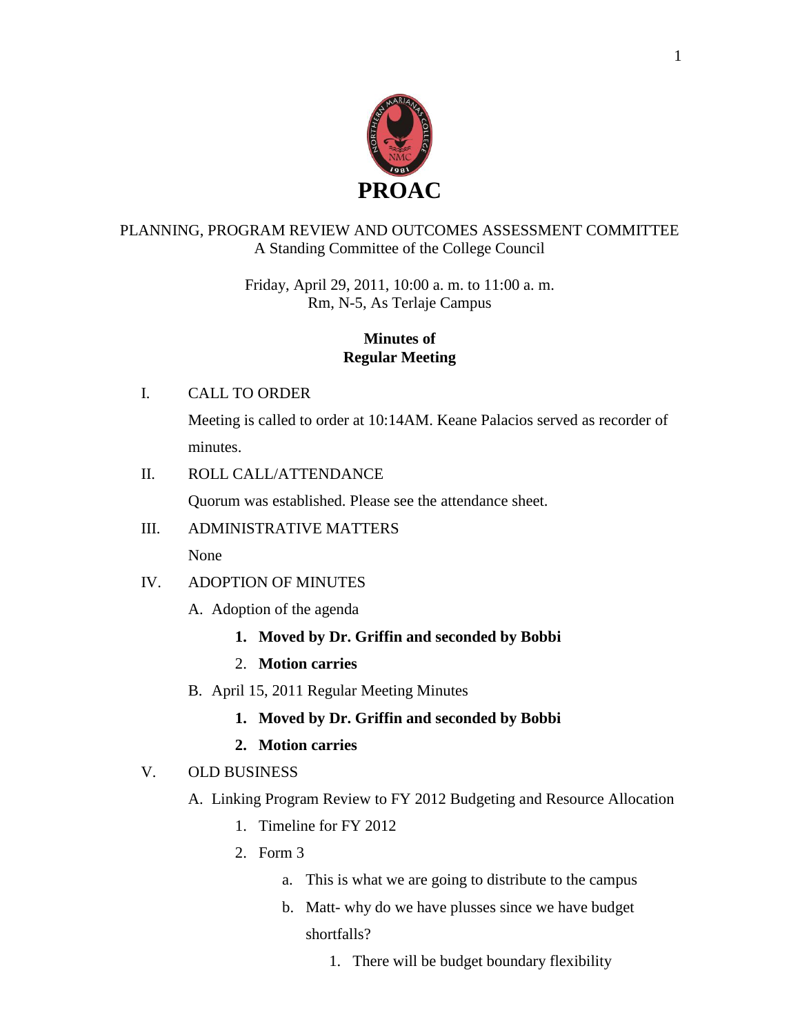# PROAC

PLANNING, PROGRAM REVIEW AND OUTCOMES ASSESSMENT COMMITTEE
A Standing Committee of the College Council

Friday, April 29, 2011, 10:00 a. m. to 11:00 a. m.
Rm, N-5, As Terlaje Campus

## Minutes of Regular Meeting

I. CALL TO ORDER

Meeting is called to order at 10:14AM. Keane Palacios served as recorder of minutes.

II. ROLL CALL/ATTENDANCE

Quorum was established. Please see the attendance sheet.

III. ADMINISTRATIVE MATTERS

None

IV. ADOPTION OF MINUTES

A. Adoption of the agenda

1. **Moved by Dr. Griffin and seconded by Bobbi**
2. **Motion carries**

B. April 15, 2011 Regular Meeting Minutes

1. **Moved by Dr. Griffin and seconded by Bobbi**
2. **Motion carries**

V. OLD BUSINESS

A. Linking Program Review to FY 2012 Budgeting and Resource Allocation

1. Timeline for FY 2012
2. Form 3
   a. This is what we are going to distribute to the campus
   b. Matt- why do we have plusses since we have budget shortfalls?
      1. There will be budget boundary flexibility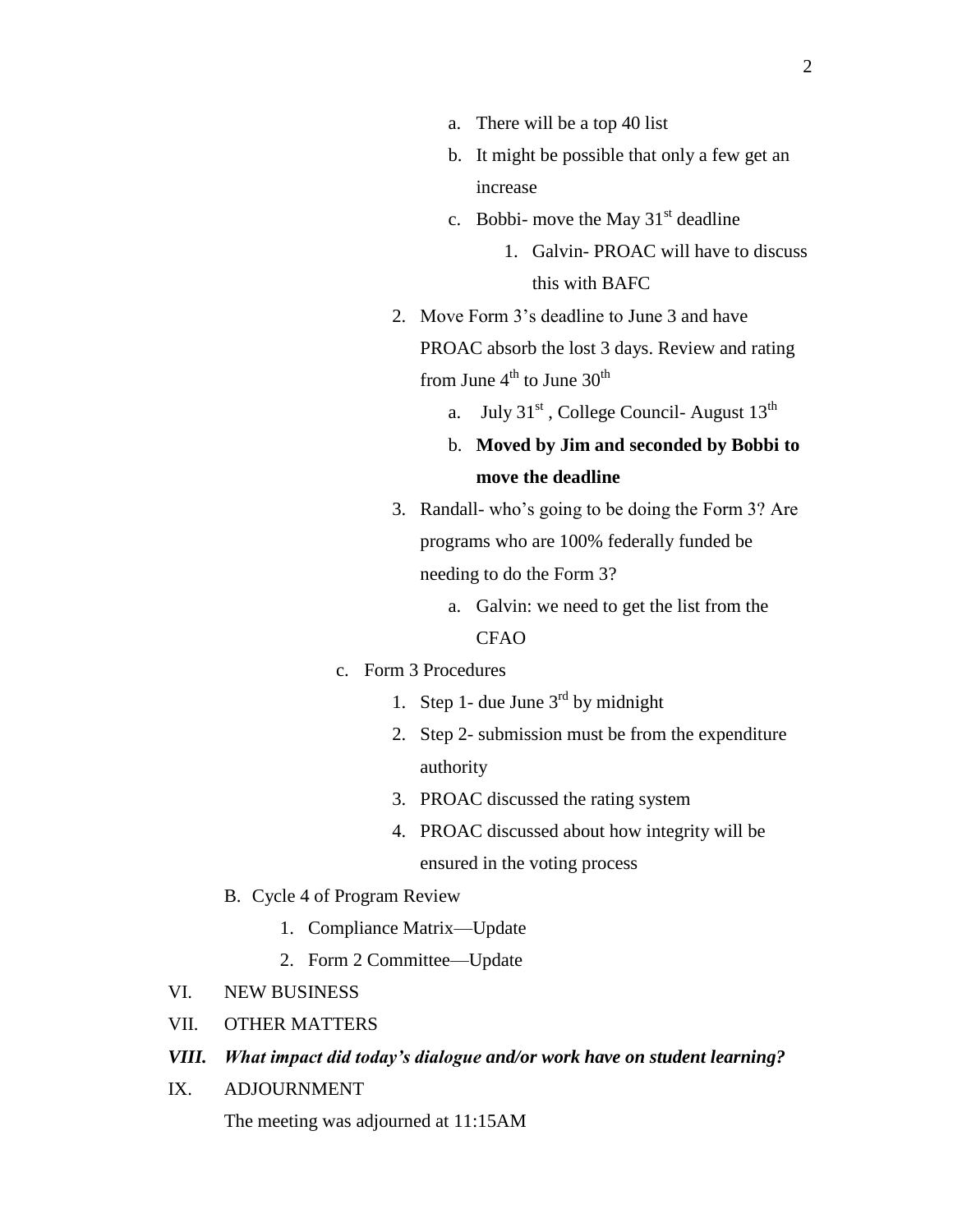a. There will be a top 40 list
      b. It might be possible that only a few get an increase
      c. Bobbi- move the May 31st deadline
         1. Galvin- PROAC will have to discuss this with BAFC
   2. Move Form 3's deadline to June 3 and have PROAC absorb the lost 3 days. Review and rating from June 4th to June 30th
      a. July 31st , College Council- August 13th
      b. **Moved by Jim and seconded by Bobbi to move the deadline**
   3. Randall- who's going to be doing the Form 3? Are programs who are 100% federally funded be needing to do the Form 3?
      a. Galvin: we need to get the list from the CFAO

c. Form 3 Procedures
   1. Step 1- due June 3rd by midnight
   2. Step 2- submission must be from the expenditure authority
   3. PROAC discussed the rating system
   4. PROAC discussed about how integrity will be ensured in the voting process

B. Cycle 4 of Program Review
   1. Compliance Matrix—Update
   2. Form 2 Committee—Update

VI. NEW BUSINESS

VII. OTHER MATTERS

***VIII. What impact did today's dialogue and/or work have on student learning?***

IX. ADJOURNMENT

The meeting was adjourned at 11:15AM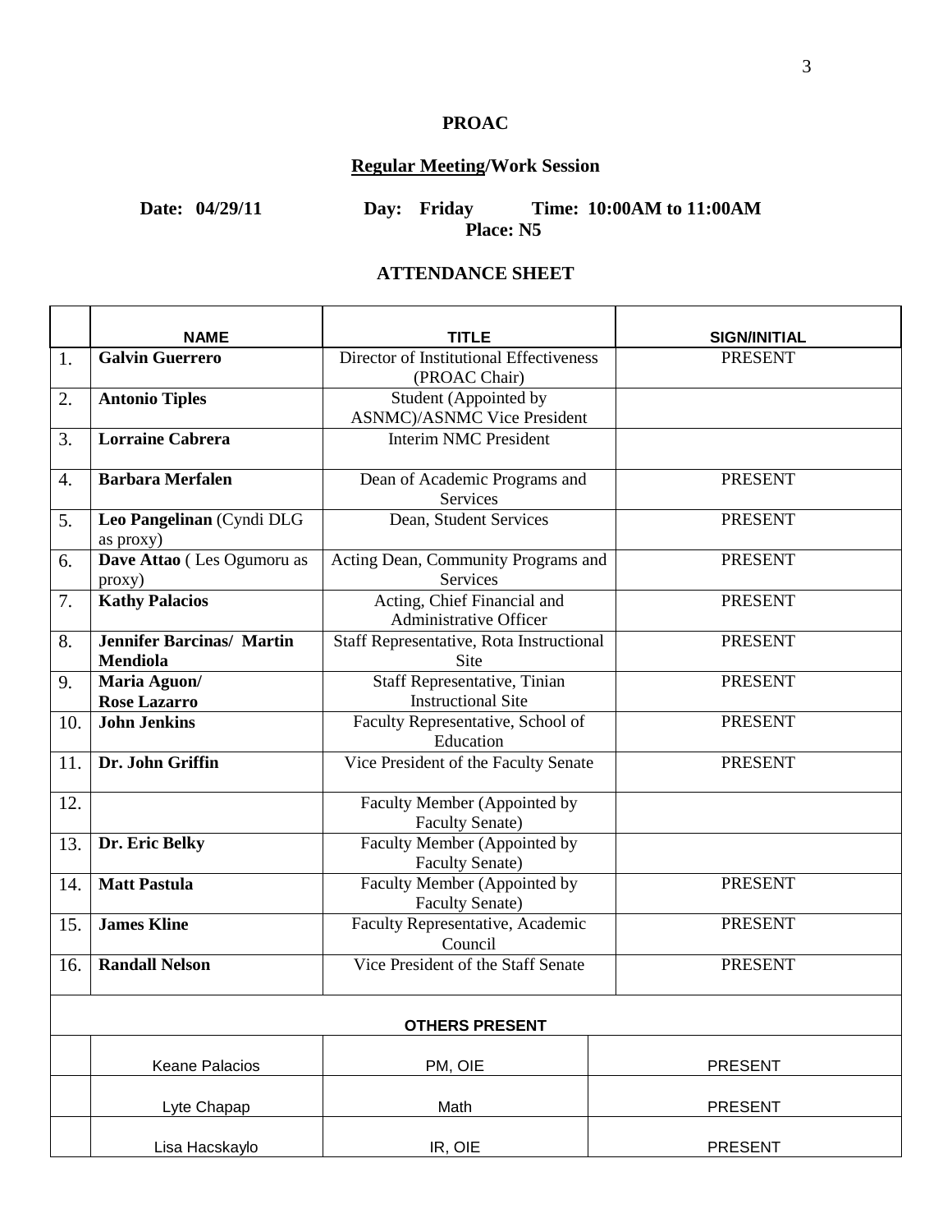**PROAC**

**Regular Meeting/Work Session**

**Date: 04/29/11 Day: Friday Time: 10:00AM to 11:00AM**
**Place: N5**

**ATTENDANCE SHEET**

| | NAME | TITLE | SIGN/INITIAL |
|---|---|---|---|
| 1. | **Galvin Guerrero** | Director of Institutional Effectiveness (PROAC Chair) | PRESENT |
| 2. | **Antonio Tiples** | Student (Appointed by ASNMC)/ASNMC Vice President | |
| 3. | **Lorraine Cabrera** | Interim NMC President | |
| 4. | **Barbara Merfalen** | Dean of Academic Programs and Services | PRESENT |
| 5. | **Leo Pangelinan** (Cyndi DLG as proxy) | Dean, Student Services | PRESENT |
| 6. | **Dave Attao** ( Les Ogumoru as proxy) | Acting Dean, Community Programs and Services | PRESENT |
| 7. | **Kathy Palacios** | Acting, Chief Financial and Administrative Officer | PRESENT |
| 8. | **Jennifer Barcinas/ Martin Mendiola** | Staff Representative, Rota Instructional Site | PRESENT |
| 9. | **Maria Aguon/ Rose Lazarro** | Staff Representative, Tinian Instructional Site | PRESENT |
| 10. | **John Jenkins** | Faculty Representative, School of Education | PRESENT |
| 11. | **Dr. John Griffin** | Vice President of the Faculty Senate | PRESENT |
| 12. | | Faculty Member (Appointed by Faculty Senate) | |
| 13. | **Dr. Eric Belky** | Faculty Member (Appointed by Faculty Senate) | |
| 14. | **Matt Pastula** | Faculty Member (Appointed by Faculty Senate) | PRESENT |
| 15. | **James Kline** | Faculty Representative, Academic Council | PRESENT |
| 16. | **Randall Nelson** | Vice President of the Staff Senate | PRESENT |
| | **OTHERS PRESENT** | | |
| | Keane Palacios | PM, OIE | PRESENT |
| | Lyte Chapap | Math | PRESENT |
| | Lisa Hacskaylo | IR, OIE | PRESENT |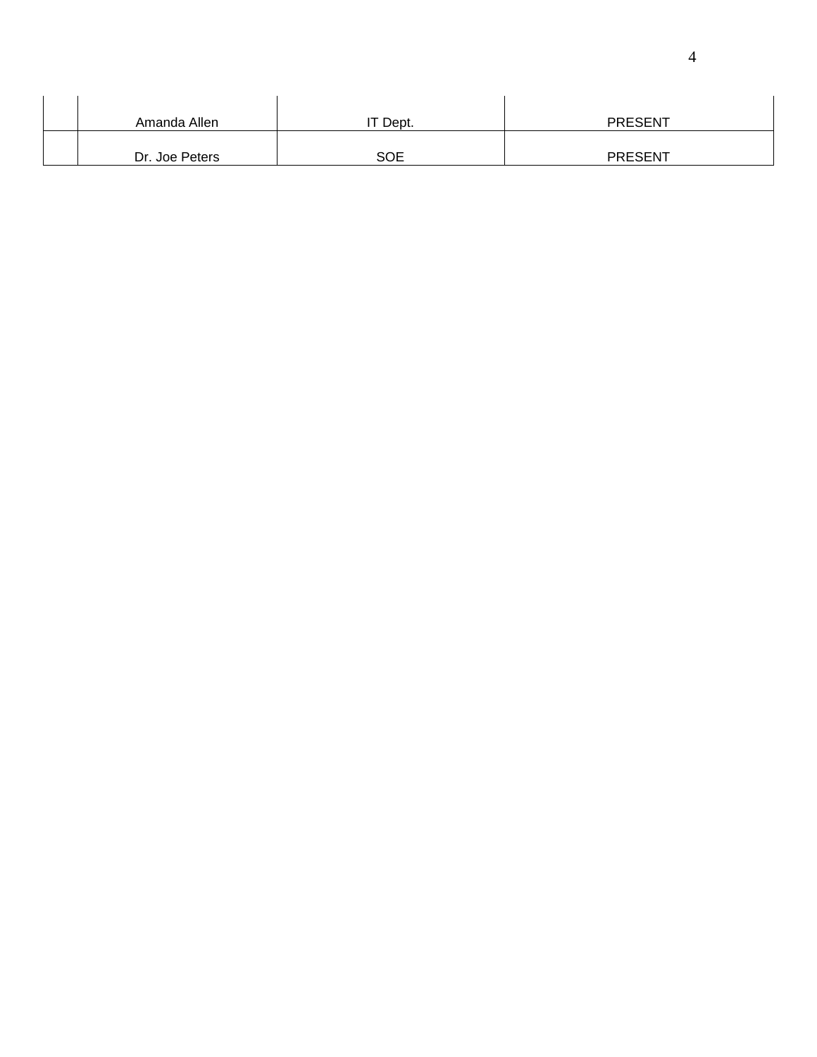| | | | |
|---|---|---|---|
| | Amanda Allen | IT Dept. | PRESENT |
| | Dr. Joe Peters | SOE | PRESENT |